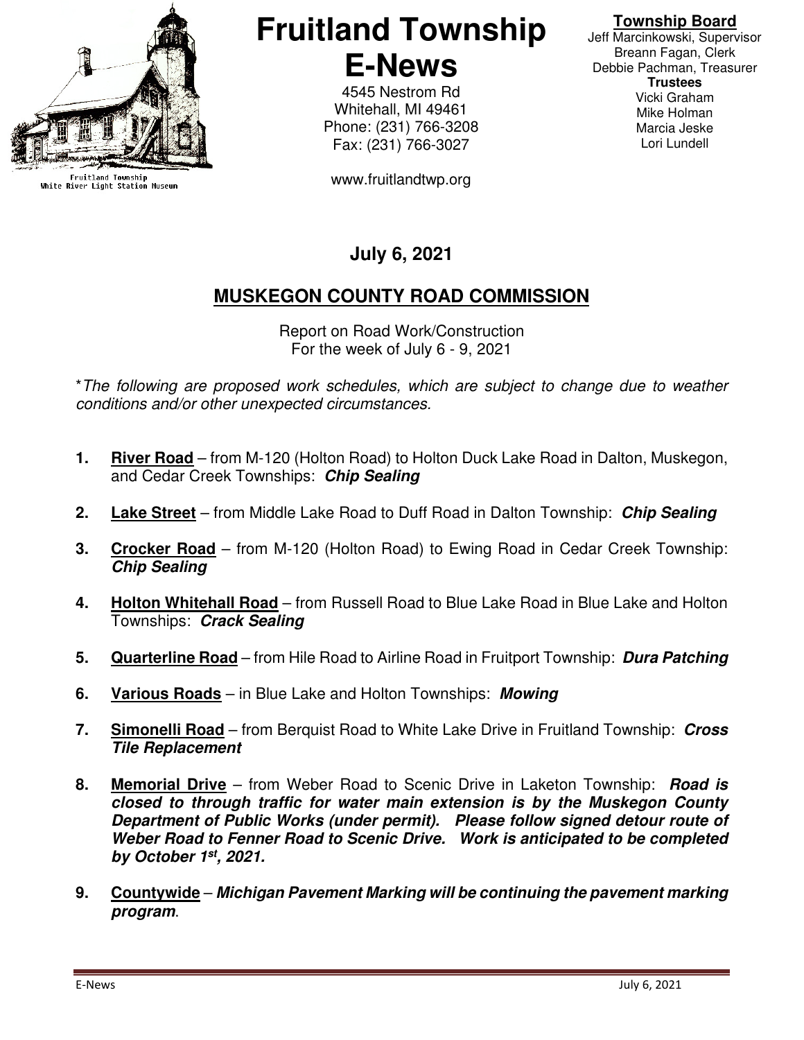Fruitland Township
White River Light Station Museum

# Fruitland Township E-News

4545 Nestrom Rd
Whitehall, MI 49461
Phone: (231) 766-3208
Fax: (231) 766-3027

www.fruitlandtwp.org

**Township Board**
Jeff Marcinkowski, Supervisor
Breann Fagan, Clerk
Debbie Pachman, Treasurer
**Trustees**
Vicki Graham
Mike Holman
Marcia Jeske
Lori Lundell

**July 6, 2021**

## MUSKEGON COUNTY ROAD COMMISSION

Report on Road Work/Construction
For the week of July 6 - 9, 2021

*\*The following are proposed work schedules, which are subject to change due to weather conditions and/or other unexpected circumstances.*

1. **River Road** – from M-120 (Holton Road) to Holton Duck Lake Road in Dalton, Muskegon, and Cedar Creek Townships: ***Chip Sealing***

2. **Lake Street** – from Middle Lake Road to Duff Road in Dalton Township: ***Chip Sealing***

3. **Crocker Road** – from M-120 (Holton Road) to Ewing Road in Cedar Creek Township: ***Chip Sealing***

4. **Holton Whitehall Road** – from Russell Road to Blue Lake Road in Blue Lake and Holton Townships: ***Crack Sealing***

5. **Quarterline Road** – from Hile Road to Airline Road in Fruitport Township: ***Dura Patching***

6. **Various Roads** – in Blue Lake and Holton Townships: ***Mowing***

7. **Simonelli Road** – from Berquist Road to White Lake Drive in Fruitland Township: ***Cross Tile Replacement***

8. **Memorial Drive** – from Weber Road to Scenic Drive in Laketon Township: ***Road is closed to through traffic for water main extension is by the Muskegon County Department of Public Works (under permit). Please follow signed detour route of Weber Road to Fenner Road to Scenic Drive. Work is anticipated to be completed by October 1st, 2021.***

9. **Countywide** – ***Michigan Pavement Marking will be continuing the pavement marking program***.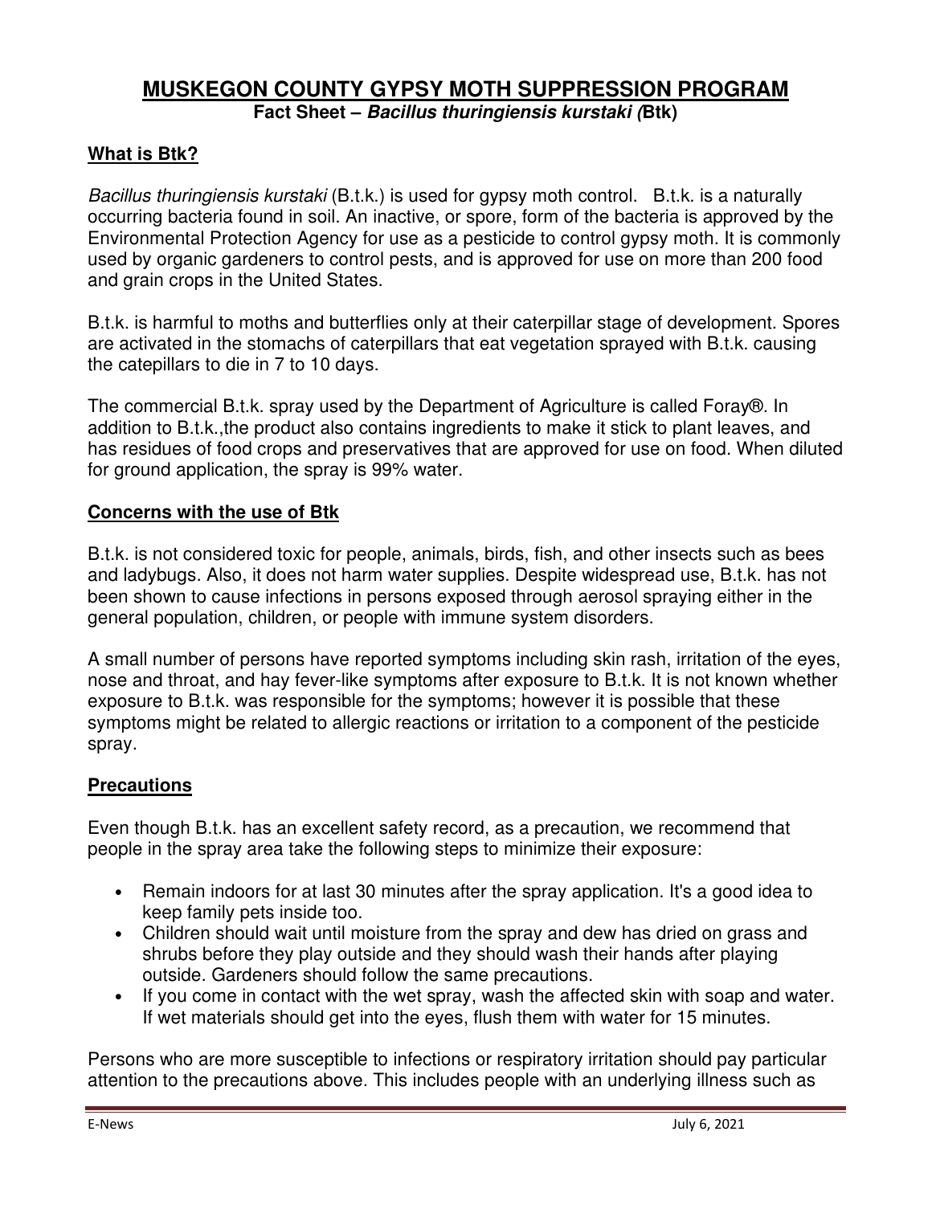# MUSKEGON COUNTY GYPSY MOTH SUPPRESSION PROGRAM

**Fact Sheet – *Bacillus thuringiensis kurstaki (*Btk)**

## What is Btk?

*Bacillus thuringiensis kurstaki* (B.t.k.) is used for gypsy moth control. B.t.k. is a naturally occurring bacteria found in soil. An inactive, or spore, form of the bacteria is approved by the Environmental Protection Agency for use as a pesticide to control gypsy moth. It is commonly used by organic gardeners to control pests, and is approved for use on more than 200 food and grain crops in the United States.

B.t.k. is harmful to moths and butterflies only at their caterpillar stage of development. Spores are activated in the stomachs of caterpillars that eat vegetation sprayed with B.t.k. causing the catepillars to die in 7 to 10 days.

The commercial B.t.k. spray used by the Department of Agriculture is called Foray®. In addition to B.t.k.,the product also contains ingredients to make it stick to plant leaves, and has residues of food crops and preservatives that are approved for use on food. When diluted for ground application, the spray is 99% water.

## Concerns with the use of Btk

B.t.k. is not considered toxic for people, animals, birds, fish, and other insects such as bees and ladybugs. Also, it does not harm water supplies. Despite widespread use, B.t.k. has not been shown to cause infections in persons exposed through aerosol spraying either in the general population, children, or people with immune system disorders.

A small number of persons have reported symptoms including skin rash, irritation of the eyes, nose and throat, and hay fever-like symptoms after exposure to B.t.k. It is not known whether exposure to B.t.k. was responsible for the symptoms; however it is possible that these symptoms might be related to allergic reactions or irritation to a component of the pesticide spray.

## Precautions

Even though B.t.k. has an excellent safety record, as a precaution, we recommend that people in the spray area take the following steps to minimize their exposure:

- Remain indoors for at last 30 minutes after the spray application. It's a good idea to keep family pets inside too.
- Children should wait until moisture from the spray and dew has dried on grass and shrubs before they play outside and they should wash their hands after playing outside. Gardeners should follow the same precautions.
- If you come in contact with the wet spray, wash the affected skin with soap and water. If wet materials should get into the eyes, flush them with water for 15 minutes.

Persons who are more susceptible to infections or respiratory irritation should pay particular attention to the precautions above. This includes people with an underlying illness such as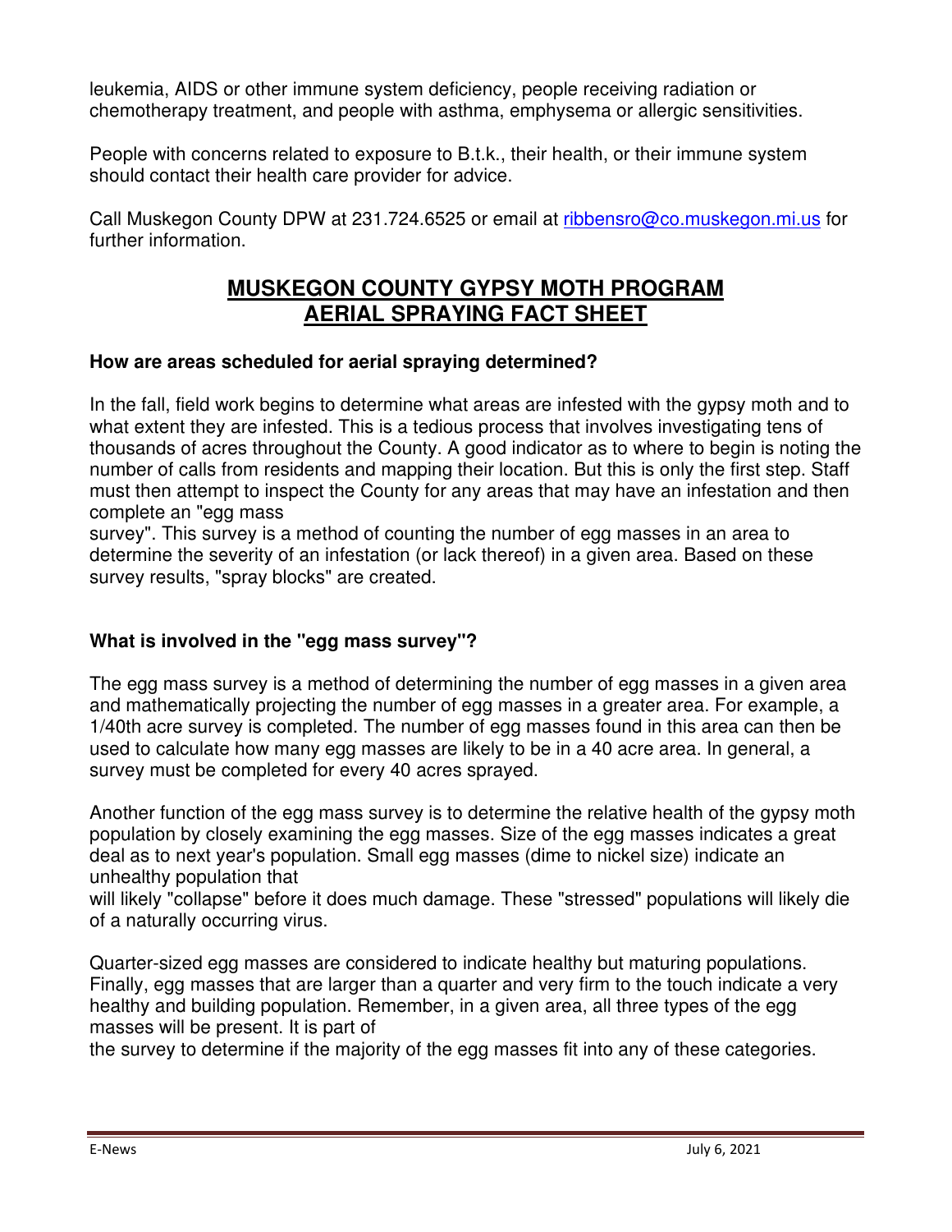leukemia, AIDS or other immune system deficiency, people receiving radiation or chemotherapy treatment, and people with asthma, emphysema or allergic sensitivities.

People with concerns related to exposure to B.t.k., their health, or their immune system should contact their health care provider for advice.

Call Muskegon County DPW at 231.724.6525 or email at ribbensro@co.muskegon.mi.us for further information.

## MUSKEGON COUNTY GYPSY MOTH PROGRAM AERIAL SPRAYING FACT SHEET

**How are areas scheduled for aerial spraying determined?**

In the fall, field work begins to determine what areas are infested with the gypsy moth and to what extent they are infested. This is a tedious process that involves investigating tens of thousands of acres throughout the County. A good indicator as to where to begin is noting the number of calls from residents and mapping their location. But this is only the first step. Staff must then attempt to inspect the County for any areas that may have an infestation and then complete an "egg mass survey". This survey is a method of counting the number of egg masses in an area to determine the severity of an infestation (or lack thereof) in a given area. Based on these survey results, "spray blocks" are created.

**What is involved in the "egg mass survey"?**

The egg mass survey is a method of determining the number of egg masses in a given area and mathematically projecting the number of egg masses in a greater area. For example, a 1/40th acre survey is completed. The number of egg masses found in this area can then be used to calculate how many egg masses are likely to be in a 40 acre area. In general, a survey must be completed for every 40 acres sprayed.

Another function of the egg mass survey is to determine the relative health of the gypsy moth population by closely examining the egg masses. Size of the egg masses indicates a great deal as to next year's population. Small egg masses (dime to nickel size) indicate an unhealthy population that will likely "collapse" before it does much damage. These "stressed" populations will likely die of a naturally occurring virus.

Quarter-sized egg masses are considered to indicate healthy but maturing populations. Finally, egg masses that are larger than a quarter and very firm to the touch indicate a very healthy and building population. Remember, in a given area, all three types of the egg masses will be present. It is part of the survey to determine if the majority of the egg masses fit into any of these categories.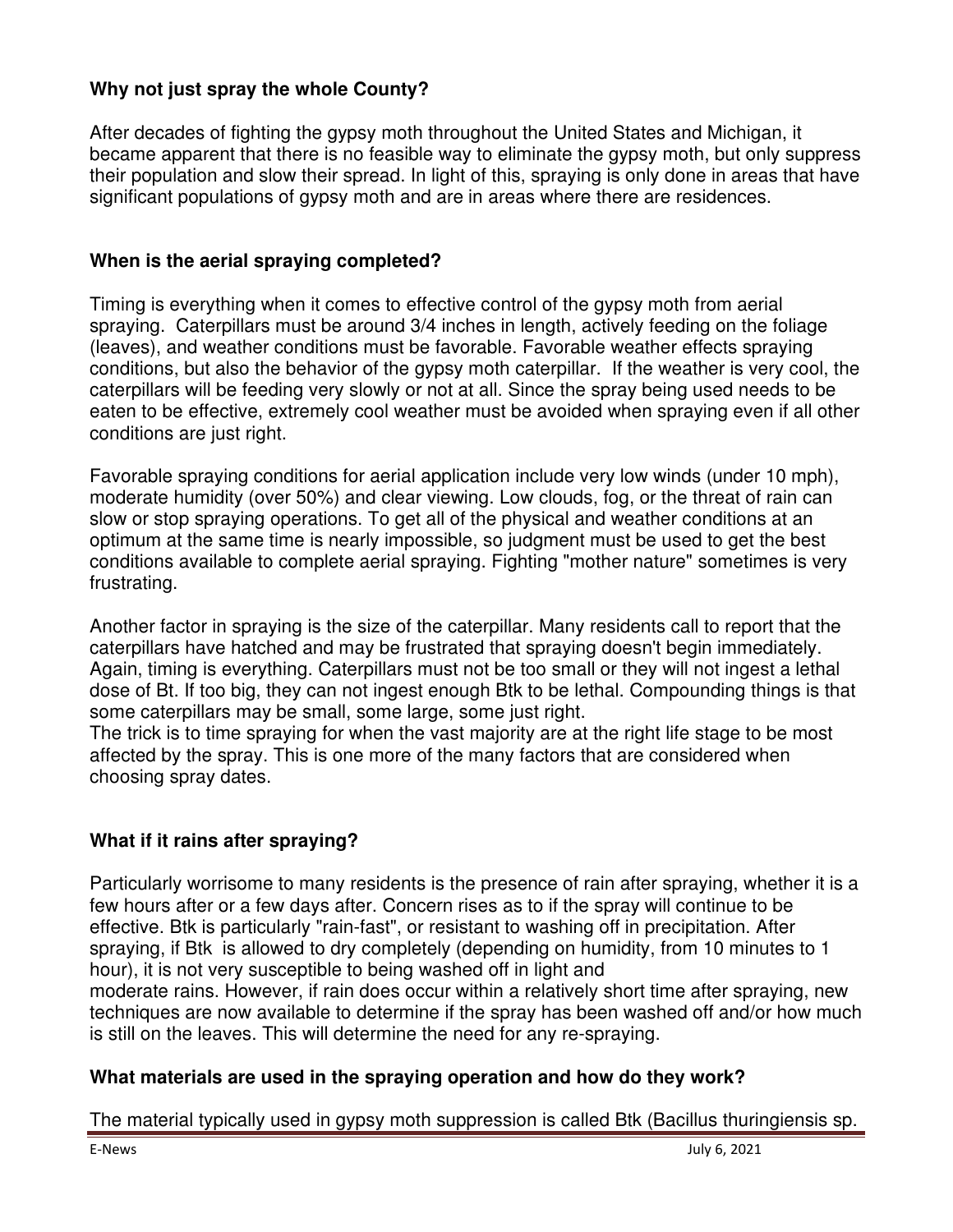### Why not just spray the whole County?

After decades of fighting the gypsy moth throughout the United States and Michigan, it became apparent that there is no feasible way to eliminate the gypsy moth, but only suppress their population and slow their spread. In light of this, spraying is only done in areas that have significant populations of gypsy moth and are in areas where there are residences.

### When is the aerial spraying completed?

Timing is everything when it comes to effective control of the gypsy moth from aerial spraying. Caterpillars must be around 3/4 inches in length, actively feeding on the foliage (leaves), and weather conditions must be favorable. Favorable weather effects spraying conditions, but also the behavior of the gypsy moth caterpillar. If the weather is very cool, the caterpillars will be feeding very slowly or not at all. Since the spray being used needs to be eaten to be effective, extremely cool weather must be avoided when spraying even if all other conditions are just right.

Favorable spraying conditions for aerial application include very low winds (under 10 mph), moderate humidity (over 50%) and clear viewing. Low clouds, fog, or the threat of rain can slow or stop spraying operations. To get all of the physical and weather conditions at an optimum at the same time is nearly impossible, so judgment must be used to get the best conditions available to complete aerial spraying. Fighting "mother nature" sometimes is very frustrating.

Another factor in spraying is the size of the caterpillar. Many residents call to report that the caterpillars have hatched and may be frustrated that spraying doesn't begin immediately. Again, timing is everything. Caterpillars must not be too small or they will not ingest a lethal dose of Bt. If too big, they can not ingest enough Btk to be lethal. Compounding things is that some caterpillars may be small, some large, some just right.
The trick is to time spraying for when the vast majority are at the right life stage to be most affected by the spray. This is one more of the many factors that are considered when choosing spray dates.

### What if it rains after spraying?

Particularly worrisome to many residents is the presence of rain after spraying, whether it is a few hours after or a few days after. Concern rises as to if the spray will continue to be effective. Btk is particularly "rain-fast", or resistant to washing off in precipitation. After spraying, if Btk is allowed to dry completely (depending on humidity, from 10 minutes to 1 hour), it is not very susceptible to being washed off in light and moderate rains. However, if rain does occur within a relatively short time after spraying, new techniques are now available to determine if the spray has been washed off and/or how much is still on the leaves. This will determine the need for any re-spraying.

### What materials are used in the spraying operation and how do they work?

The material typically used in gypsy moth suppression is called Btk (Bacillus thuringiensis sp.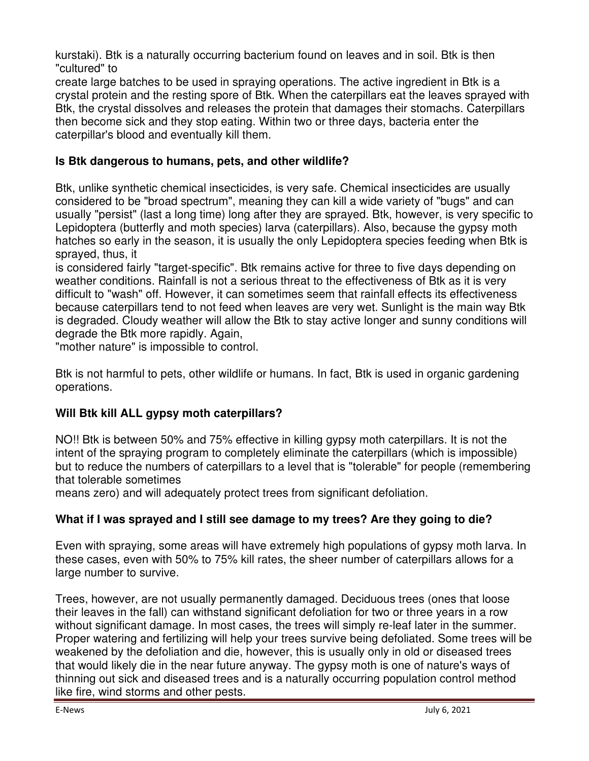kurstaki). Btk is a naturally occurring bacterium found on leaves and in soil. Btk is then "cultured" to
create large batches to be used in spraying operations. The active ingredient in Btk is a crystal protein and the resting spore of Btk. When the caterpillars eat the leaves sprayed with Btk, the crystal dissolves and releases the protein that damages their stomachs. Caterpillars then become sick and they stop eating. Within two or three days, bacteria enter the caterpillar's blood and eventually kill them.

**Is Btk dangerous to humans, pets, and other wildlife?**

Btk, unlike synthetic chemical insecticides, is very safe. Chemical insecticides are usually considered to be "broad spectrum", meaning they can kill a wide variety of "bugs" and can usually "persist" (last a long time) long after they are sprayed. Btk, however, is very specific to Lepidoptera (butterfly and moth species) larva (caterpillars). Also, because the gypsy moth hatches so early in the season, it is usually the only Lepidoptera species feeding when Btk is sprayed, thus, it
is considered fairly "target-specific". Btk remains active for three to five days depending on weather conditions. Rainfall is not a serious threat to the effectiveness of Btk as it is very difficult to "wash" off. However, it can sometimes seem that rainfall effects its effectiveness because caterpillars tend to not feed when leaves are very wet. Sunlight is the main way Btk is degraded. Cloudy weather will allow the Btk to stay active longer and sunny conditions will degrade the Btk more rapidly. Again,
"mother nature" is impossible to control.

Btk is not harmful to pets, other wildlife or humans. In fact, Btk is used in organic gardening operations.

**Will Btk kill ALL gypsy moth caterpillars?**

NO!! Btk is between 50% and 75% effective in killing gypsy moth caterpillars. It is not the intent of the spraying program to completely eliminate the caterpillars (which is impossible) but to reduce the numbers of caterpillars to a level that is "tolerable" for people (remembering that tolerable sometimes
means zero) and will adequately protect trees from significant defoliation.

**What if I was sprayed and I still see damage to my trees? Are they going to die?**

Even with spraying, some areas will have extremely high populations of gypsy moth larva. In these cases, even with 50% to 75% kill rates, the sheer number of caterpillars allows for a large number to survive.

Trees, however, are not usually permanently damaged. Deciduous trees (ones that loose their leaves in the fall) can withstand significant defoliation for two or three years in a row without significant damage. In most cases, the trees will simply re-leaf later in the summer. Proper watering and fertilizing will help your trees survive being defoliated. Some trees will be weakened by the defoliation and die, however, this is usually only in old or diseased trees that would likely die in the near future anyway. The gypsy moth is one of nature's ways of thinning out sick and diseased trees and is a naturally occurring population control method like fire, wind storms and other pests.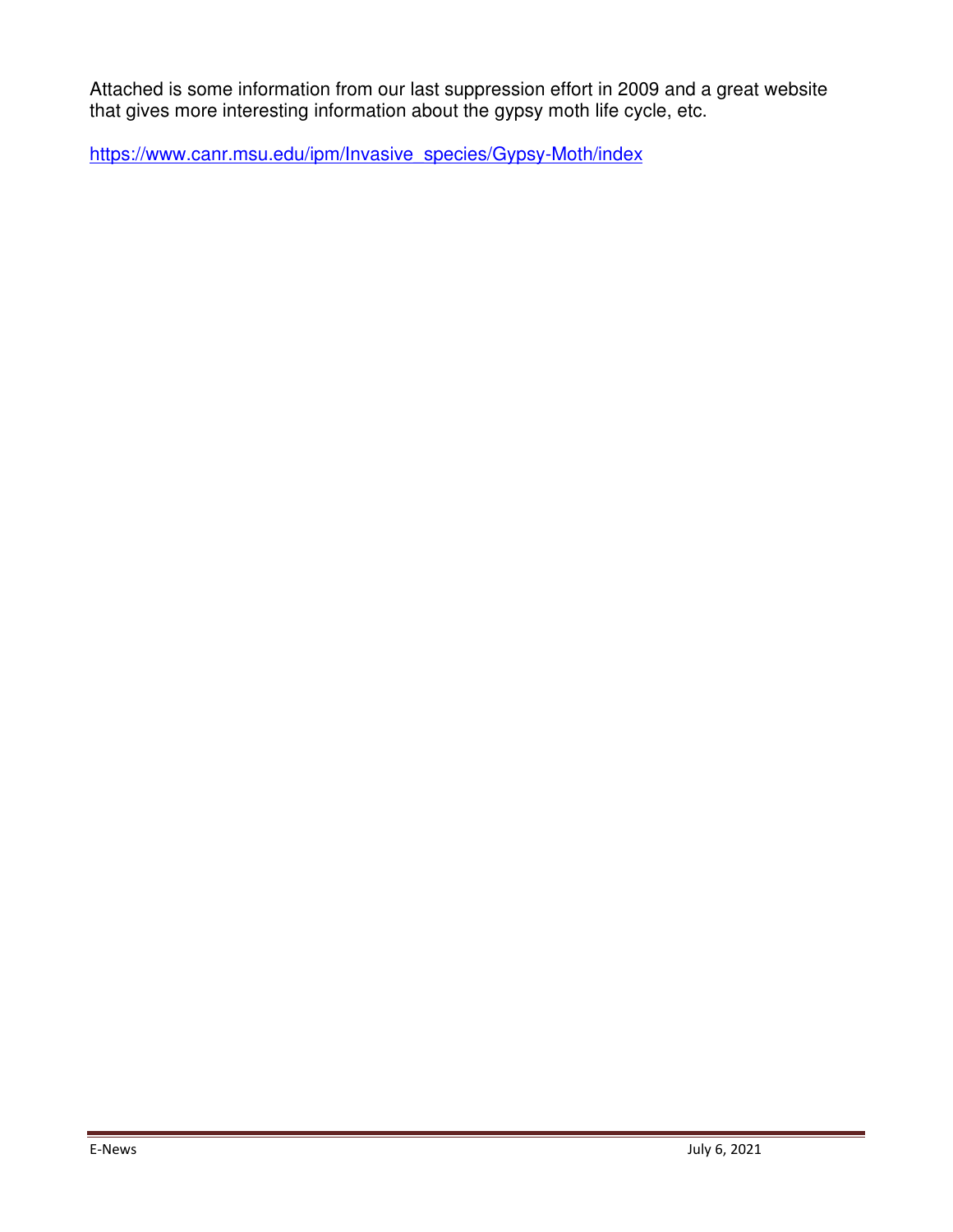Attached is some information from our last suppression effort in 2009 and a great website that gives more interesting information about the gypsy moth life cycle, etc.

https://www.canr.msu.edu/ipm/Invasive_species/Gypsy-Moth/index